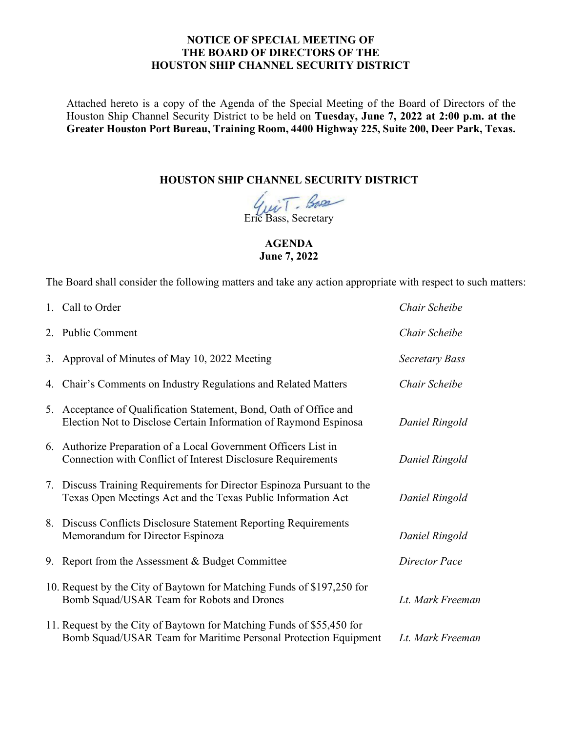# NOTICE OF SPECIAL MEETING OF THE BOARD OF DIRECTORS OF THE HOUSTON SHIP CHANNEL SECURITY DISTRICT

Attached hereto is a copy of the Agenda of the Special Meeting of the Board of Directors of the Houston Ship Channel Security District to be held on **Tuesday, June 7, 2022 at 2:00 p.m. at the Greater Houston Port Bureau, Training Room, 4400 Highway 225, Suite 200, Deer Park, Texas.**

**HOUSTON SHIP CHANNEL SECURITY DISTRICT**

Eric Bass, Secretary

## AGENDA
**June 7, 2022**

The Board shall consider the following matters and take any action appropriate with respect to such matters:

| | |
|---|---|
| 1. Call to Order | *Chair Scheibe* |
| 2. Public Comment | *Chair Scheibe* |
| 3. Approval of Minutes of May 10, 2022 Meeting | *Secretary Bass* |
| 4. Chair's Comments on Industry Regulations and Related Matters | *Chair Scheibe* |
| 5. Acceptance of Qualification Statement, Bond, Oath of Office and Election Not to Disclose Certain Information of Raymond Espinosa | *Daniel Ringold* |
| 6. Authorize Preparation of a Local Government Officers List in Connection with Conflict of Interest Disclosure Requirements | *Daniel Ringold* |
| 7. Discuss Training Requirements for Director Espinoza Pursuant to the Texas Open Meetings Act and the Texas Public Information Act | *Daniel Ringold* |
| 8. Discuss Conflicts Disclosure Statement Reporting Requirements Memorandum for Director Espinoza | *Daniel Ringold* |
| 9. Report from the Assessment & Budget Committee | *Director Pace* |
| 10. Request by the City of Baytown for Matching Funds of $197,250 for Bomb Squad/USAR Team for Robots and Drones | *Lt. Mark Freeman* |
| 11. Request by the City of Baytown for Matching Funds of $55,450 for Bomb Squad/USAR Team for Maritime Personal Protection Equipment | *Lt. Mark Freeman* |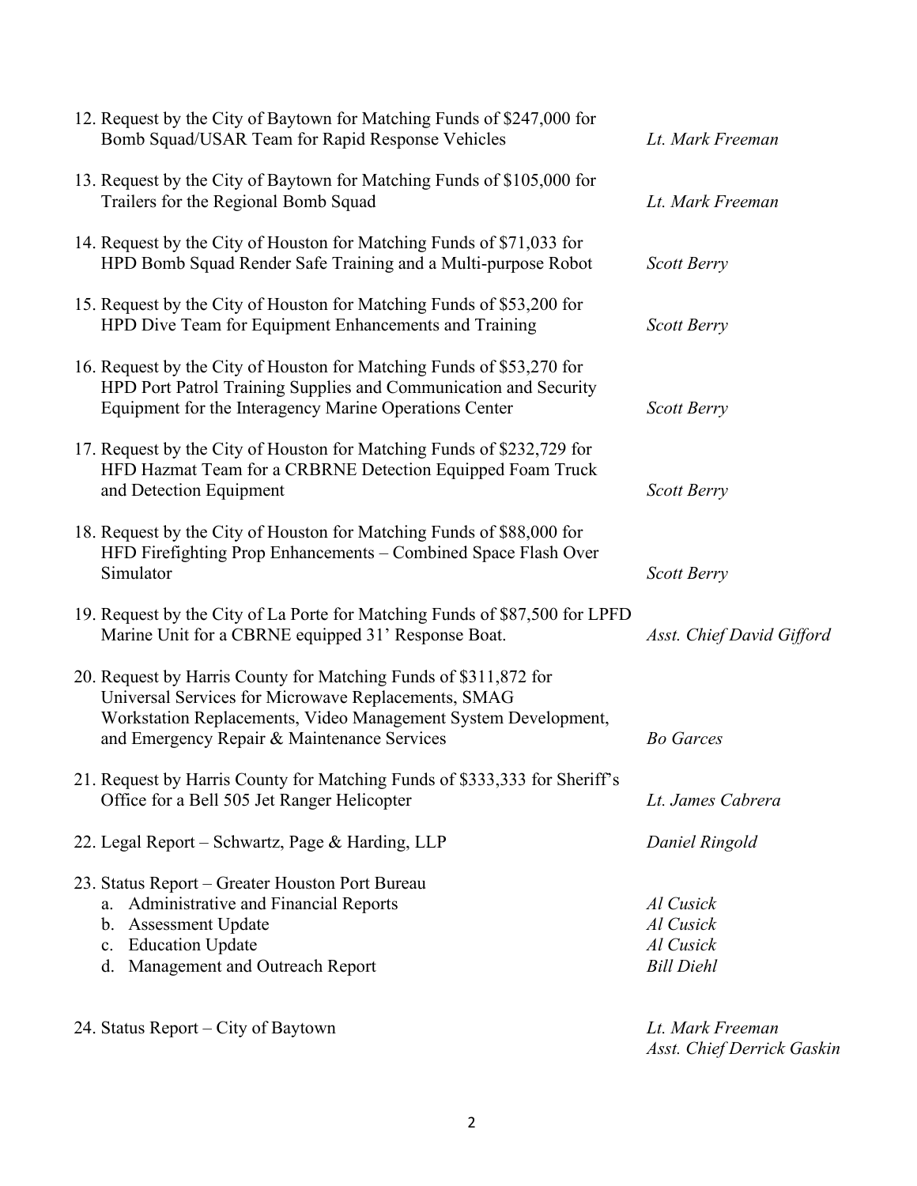12. Request by the City of Baytown for Matching Funds of $247,000 for Bomb Squad/USAR Team for Rapid Response Vehicles — *Lt. Mark Freeman*

13. Request by the City of Baytown for Matching Funds of $105,000 for Trailers for the Regional Bomb Squad — *Lt. Mark Freeman*

14. Request by the City of Houston for Matching Funds of $71,033 for HPD Bomb Squad Render Safe Training and a Multi-purpose Robot — *Scott Berry*

15. Request by the City of Houston for Matching Funds of $53,200 for HPD Dive Team for Equipment Enhancements and Training — *Scott Berry*

16. Request by the City of Houston for Matching Funds of $53,270 for HPD Port Patrol Training Supplies and Communication and Security Equipment for the Interagency Marine Operations Center — *Scott Berry*

17. Request by the City of Houston for Matching Funds of $232,729 for HFD Hazmat Team for a CRBRNE Detection Equipped Foam Truck and Detection Equipment — *Scott Berry*

18. Request by the City of Houston for Matching Funds of $88,000 for HFD Firefighting Prop Enhancements – Combined Space Flash Over Simulator — *Scott Berry*

19. Request by the City of La Porte for Matching Funds of $87,500 for LPFD Marine Unit for a CBRNE equipped 31' Response Boat. — *Asst. Chief David Gifford*

20. Request by Harris County for Matching Funds of $311,872 for Universal Services for Microwave Replacements, SMAG Workstation Replacements, Video Management System Development, and Emergency Repair & Maintenance Services — *Bo Garces*

21. Request by Harris County for Matching Funds of $333,333 for Sheriff's Office for a Bell 505 Jet Ranger Helicopter — *Lt. James Cabrera*

22. Legal Report – Schwartz, Page & Harding, LLP — *Daniel Ringold*

23. Status Report – Greater Houston Port Bureau
    a. Administrative and Financial Reports — *Al Cusick*
    b. Assessment Update — *Al Cusick*
    c. Education Update — *Al Cusick*
    d. Management and Outreach Report — *Bill Diehl*

24. Status Report – City of Baytown — *Lt. Mark Freeman*, *Asst. Chief Derrick Gaskin*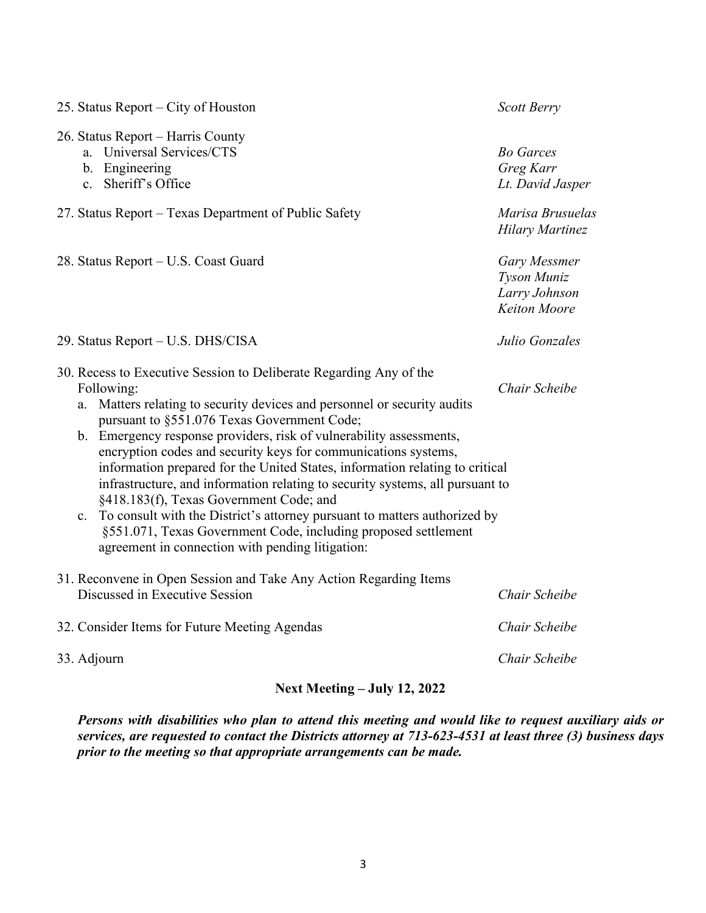25. Status Report – City of Houston — *Scott Berry*

26. Status Report – Harris County
    a. Universal Services/CTS — *Bo Garces*
    b. Engineering — *Greg Karr*
    c. Sheriff's Office — *Lt. David Jasper*

27. Status Report – Texas Department of Public Safety — *Marisa Brusuelas*, *Hilary Martinez*

28. Status Report – U.S. Coast Guard — *Gary Messmer*, *Tyson Muniz*, *Larry Johnson*, *Keiton Moore*

29. Status Report – U.S. DHS/CISA — *Julio Gonzales*

30. Recess to Executive Session to Deliberate Regarding Any of the Following: — *Chair Scheibe*
    a. Matters relating to security devices and personnel or security audits pursuant to §551.076 Texas Government Code;
    b. Emergency response providers, risk of vulnerability assessments, encryption codes and security keys for communications systems, information prepared for the United States, information relating to critical infrastructure, and information relating to security systems, all pursuant to §418.183(f), Texas Government Code; and
    c. To consult with the District's attorney pursuant to matters authorized by §551.071, Texas Government Code, including proposed settlement agreement in connection with pending litigation:

31. Reconvene in Open Session and Take Any Action Regarding Items Discussed in Executive Session — *Chair Scheibe*

32. Consider Items for Future Meeting Agendas — *Chair Scheibe*

33. Adjourn — *Chair Scheibe*

**Next Meeting – July 12, 2022**

***Persons with disabilities who plan to attend this meeting and would like to request auxiliary aids or services, are requested to contact the Districts attorney at 713-623-4531 at least three (3) business days prior to the meeting so that appropriate arrangements can be made.***